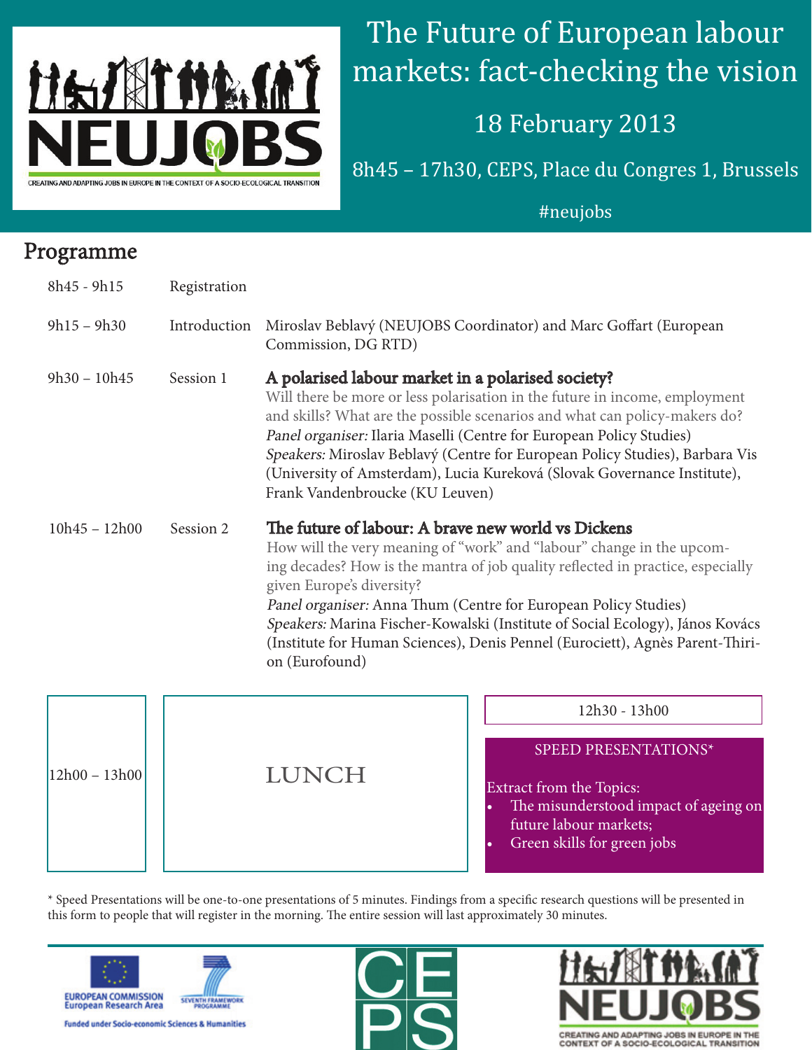# The Future of European labour markets: fact-checking the vision

18 February 2013

8h45 – 17h30, CEPS, Place du Congres 1, Brussels

#neujobs

NEUJOBS — CREATING AND ADAPTING JOBS IN EUROPE IN THE CONTEXT OF A SOCIO-ECOLOGICAL TRANSITION

## Programme

**8h45 - 9h15** Registration

**9h15 – 9h30** Introduction
Miroslav Beblavý (NEUJOBS Coordinator) and Marc Goffart (European Commission, DG RTD)

**9h30 – 10h45** Session 1

### A polarised labour market in a polarised society?

Will there be more or less polarisation in the future in income, employment and skills? What are the possible scenarios and what can policy-makers do?

*Panel organiser:* Ilaria Maselli (Centre for European Policy Studies)

*Speakers:* Miroslav Beblavý (Centre for European Policy Studies), Barbara Vis (University of Amsterdam), Lucia Kureková (Slovak Governance Institute), Frank Vandenbroucke (KU Leuven)

**10h45 – 12h00** Session 2

### The future of labour: A brave new world vs Dickens

How will the very meaning of "work" and "labour" change in the upcoming decades? How is the mantra of job quality reflected in practice, especially given Europe's diversity?

*Panel organiser:* Anna Thum (Centre for European Policy Studies)

*Speakers:* Marina Fischer-Kowalski (Institute of Social Ecology), János Kovács (Institute for Human Sciences), Denis Pennel (Eurociett), Agnès Parent-Thirion (Eurofound)

**12h00 – 13h00** LUNCH

**12h30 - 13h00** SPEED PRESENTATIONS*

Extract from the Topics:

- The misunderstood impact of ageing on future labour markets;
- Green skills for green jobs

\* Speed Presentations will be one-to-one presentations of 5 minutes. Findings from a specific research questions will be presented in this form to people that will register in the morning. The entire session will last approximately 30 minutes.

EUROPEAN COMMISSION European Research Area — SEVENTH FRAMEWORK PROGRAMME — Funded under Socio-economic Sciences & Humanities

CEPS

NEUJOBS — CREATING AND ADAPTING JOBS IN EUROPE IN THE CONTEXT OF A SOCIO-ECOLOGICAL TRANSITION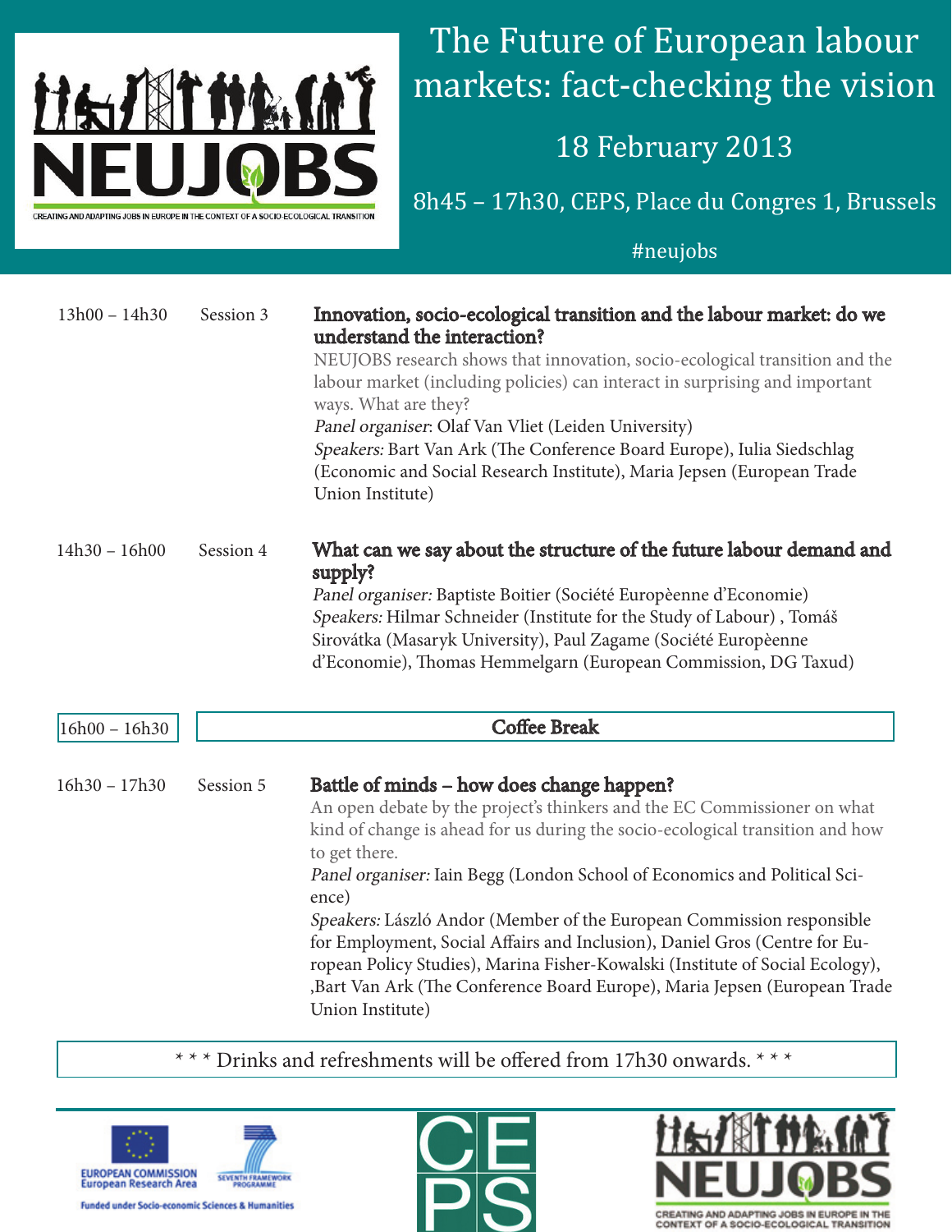# The Future of European labour markets: fact-checking the vision

18 February 2013

8h45 – 17h30, CEPS, Place du Congres 1, Brussels

#neujobs

| | | |
|---|---|---|
| 13h00 – 14h30 | Session 3 | **Innovation, socio-ecological transition and the labour market: do we understand the interaction?**<br>NEUJOBS research shows that innovation, socio-ecological transition and the labour market (including policies) can interact in surprising and important ways. What are they?<br>*Panel organiser*: Olaf Van Vliet (Leiden University)<br>*Speakers:* Bart Van Ark (The Conference Board Europe), Iulia Siedschlag (Economic and Social Research Institute), Maria Jepsen (European Trade Union Institute) |
| 14h30 – 16h00 | Session 4 | **What can we say about the structure of the future labour demand and supply?**<br>*Panel organiser:* Baptiste Boitier (Société Europèenne d'Economie)<br>*Speakers:* Hilmar Schneider (Institute for the Study of Labour) , Tomáš Sirovátka (Masaryk University), Paul Zagame (Société Europèenne d'Economie), Thomas Hemmelgarn (European Commission, DG Taxud) |
| 16h00 – 16h30 | | **Coffee Break** |
| 16h30 – 17h30 | Session 5 | **Battle of minds – how does change happen?**<br>An open debate by the project's thinkers and the EC Commissioner on what kind of change is ahead for us during the socio-ecological transition and how to get there.<br>*Panel organiser:* Iain Begg (London School of Economics and Political Science)<br>*Speakers:* László Andor (Member of the European Commission responsible for Employment, Social Affairs and Inclusion), Daniel Gros (Centre for European Policy Studies), Marina Fisher-Kowalski (Institute of Social Ecology), ,Bart Van Ark (The Conference Board Europe), Maria Jepsen (European Trade Union Institute) |

\* \* \* Drinks and refreshments will be offered from 17h30 onwards. \* \* \*

EUROPEAN COMMISSION
European Research Area

SEVENTH FRAMEWORK PROGRAMME

Funded under Socio-economic Sciences & Humanities

NEUJOBS
CREATING AND ADAPTING JOBS IN EUROPE IN THE CONTEXT OF A SOCIO-ECOLOGICAL TRANSITION